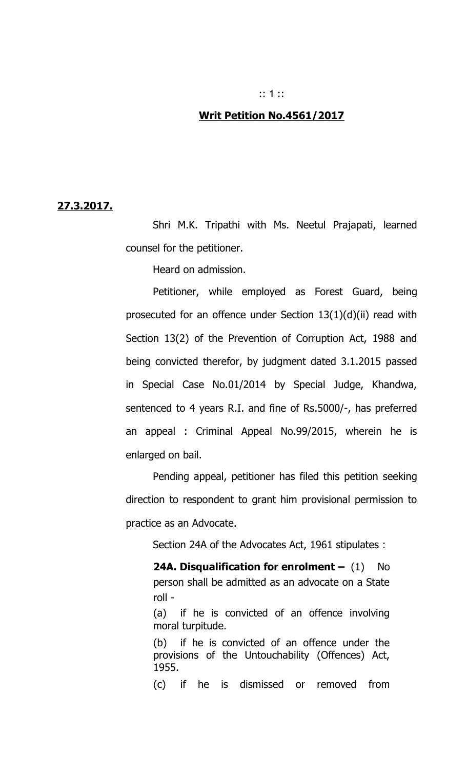**Writ Petition No.4561/2017**

**27.3.2017.**

Shri M.K. Tripathi with Ms. Neetul Prajapati, learned counsel for the petitioner.

Heard on admission.

Petitioner, while employed as Forest Guard, being prosecuted for an offence under Section 13(1)(d)(ii) read with Section 13(2) of the Prevention of Corruption Act, 1988 and being convicted therefor, by judgment dated 3.1.2015 passed in Special Case No.01/2014 by Special Judge, Khandwa, sentenced to 4 years R.I. and fine of Rs.5000/-, has preferred an appeal : Criminal Appeal No.99/2015, wherein he is enlarged on bail.

Pending appeal, petitioner has filed this petition seeking direction to respondent to grant him provisional permission to practice as an Advocate.

Section 24A of the Advocates Act, 1961 stipulates :

> **24A. Disqualification for enrolment –** (1) No person shall be admitted as an advocate on a State roll -
>
> (a) if he is convicted of an offence involving moral turpitude.
>
> (b) if he is convicted of an offence under the provisions of the Untouchability (Offences) Act, 1955.
>
> (c) if he is dismissed or removed from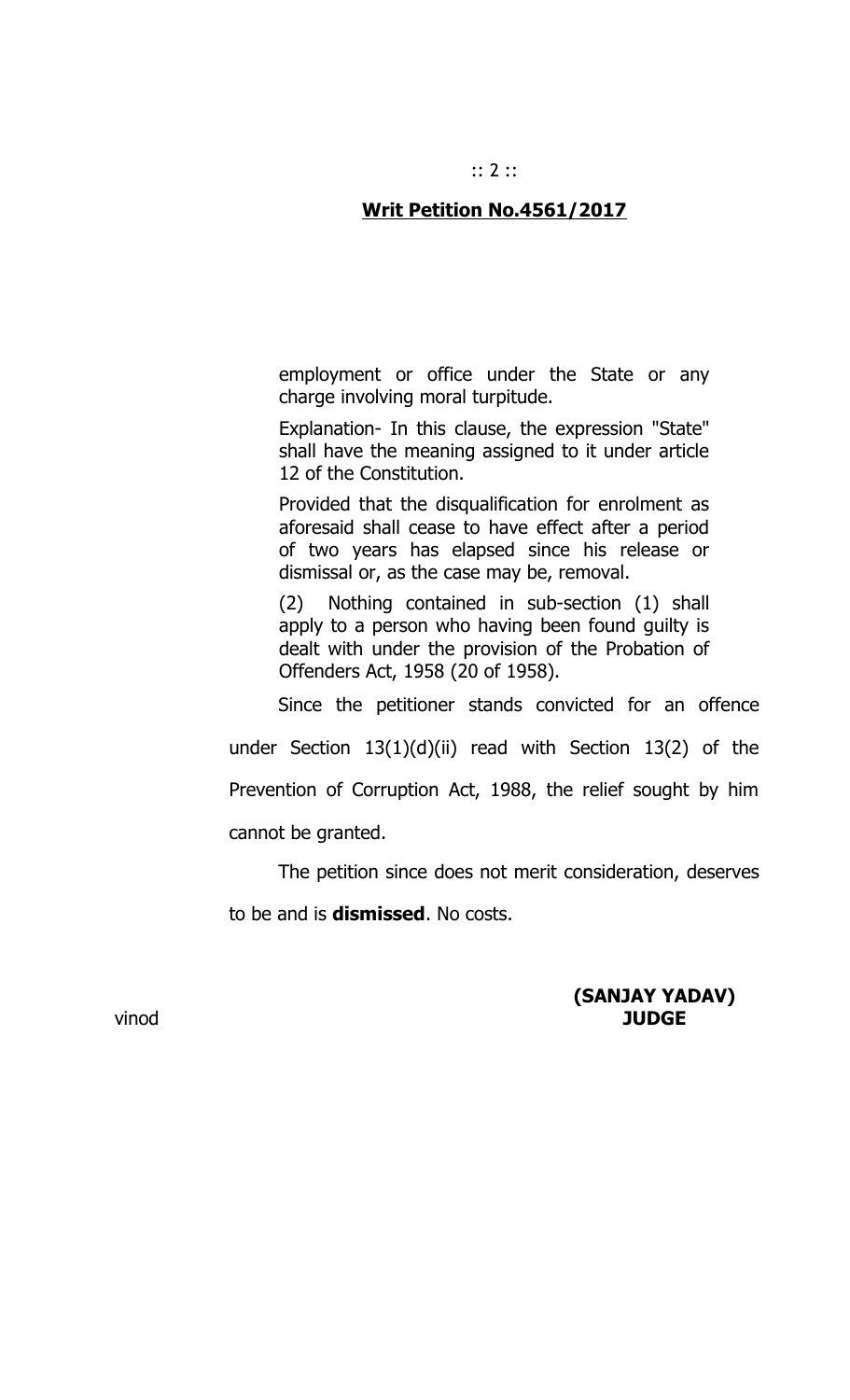**Writ Petition No.4561/2017**

> employment or office under the State or any charge involving moral turpitude.
>
> Explanation- In this clause, the expression "State" shall have the meaning assigned to it under article 12 of the Constitution.
>
> Provided that the disqualification for enrolment as aforesaid shall cease to have effect after a period of two years has elapsed since his release or dismissal or, as the case may be, removal.
>
> (2) Nothing contained in sub-section (1) shall apply to a person who having been found guilty is dealt with under the provision of the Probation of Offenders Act, 1958 (20 of 1958).

Since the petitioner stands convicted for an offence under Section 13(1)(d)(ii) read with Section 13(2) of the Prevention of Corruption Act, 1988, the relief sought by him cannot be granted.

The petition since does not merit consideration, deserves to be and is **dismissed**. No costs.

**(SANJAY YADAV)**
**JUDGE**

vinod